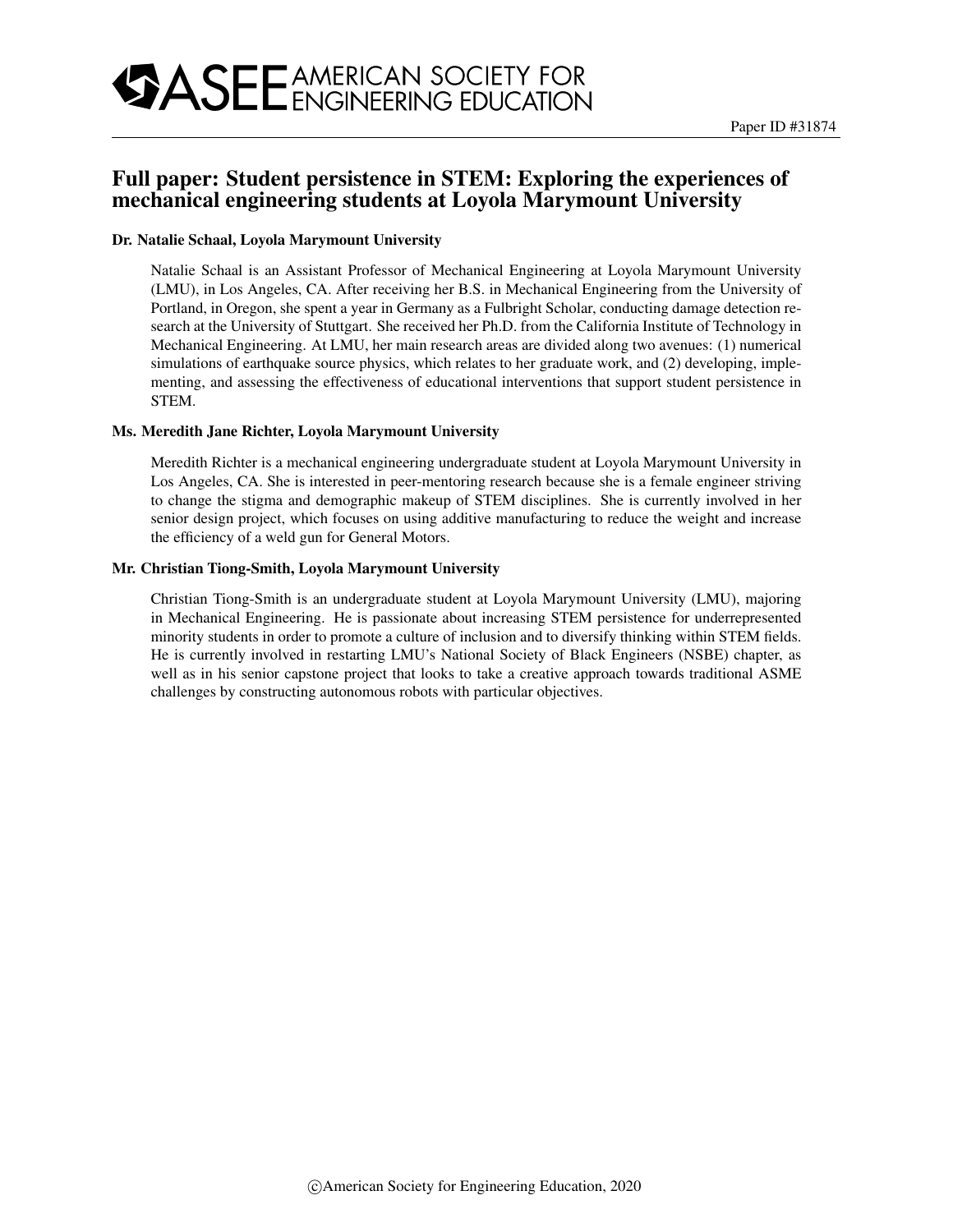Paper ID #31874

# Full paper: Student persistence in STEM: Exploring the experiences of mechanical engineering students at Loyola Marymount University

### Dr. Natalie Schaal, Loyola Marymount University

Natalie Schaal is an Assistant Professor of Mechanical Engineering at Loyola Marymount University (LMU), in Los Angeles, CA. After receiving her B.S. in Mechanical Engineering from the University of Portland, in Oregon, she spent a year in Germany as a Fulbright Scholar, conducting damage detection research at the University of Stuttgart. She received her Ph.D. from the California Institute of Technology in Mechanical Engineering. At LMU, her main research areas are divided along two avenues: (1) numerical simulations of earthquake source physics, which relates to her graduate work, and (2) developing, implementing, and assessing the effectiveness of educational interventions that support student persistence in STEM.

### Ms. Meredith Jane Richter, Loyola Marymount University

Meredith Richter is a mechanical engineering undergraduate student at Loyola Marymount University in Los Angeles, CA. She is interested in peer-mentoring research because she is a female engineer striving to change the stigma and demographic makeup of STEM disciplines. She is currently involved in her senior design project, which focuses on using additive manufacturing to reduce the weight and increase the efficiency of a weld gun for General Motors.

### Mr. Christian Tiong-Smith, Loyola Marymount University

Christian Tiong-Smith is an undergraduate student at Loyola Marymount University (LMU), majoring in Mechanical Engineering. He is passionate about increasing STEM persistence for underrepresented minority students in order to promote a culture of inclusion and to diversify thinking within STEM fields. He is currently involved in restarting LMU's National Society of Black Engineers (NSBE) chapter, as well as in his senior capstone project that looks to take a creative approach towards traditional ASME challenges by constructing autonomous robots with particular objectives.

©American Society for Engineering Education, 2020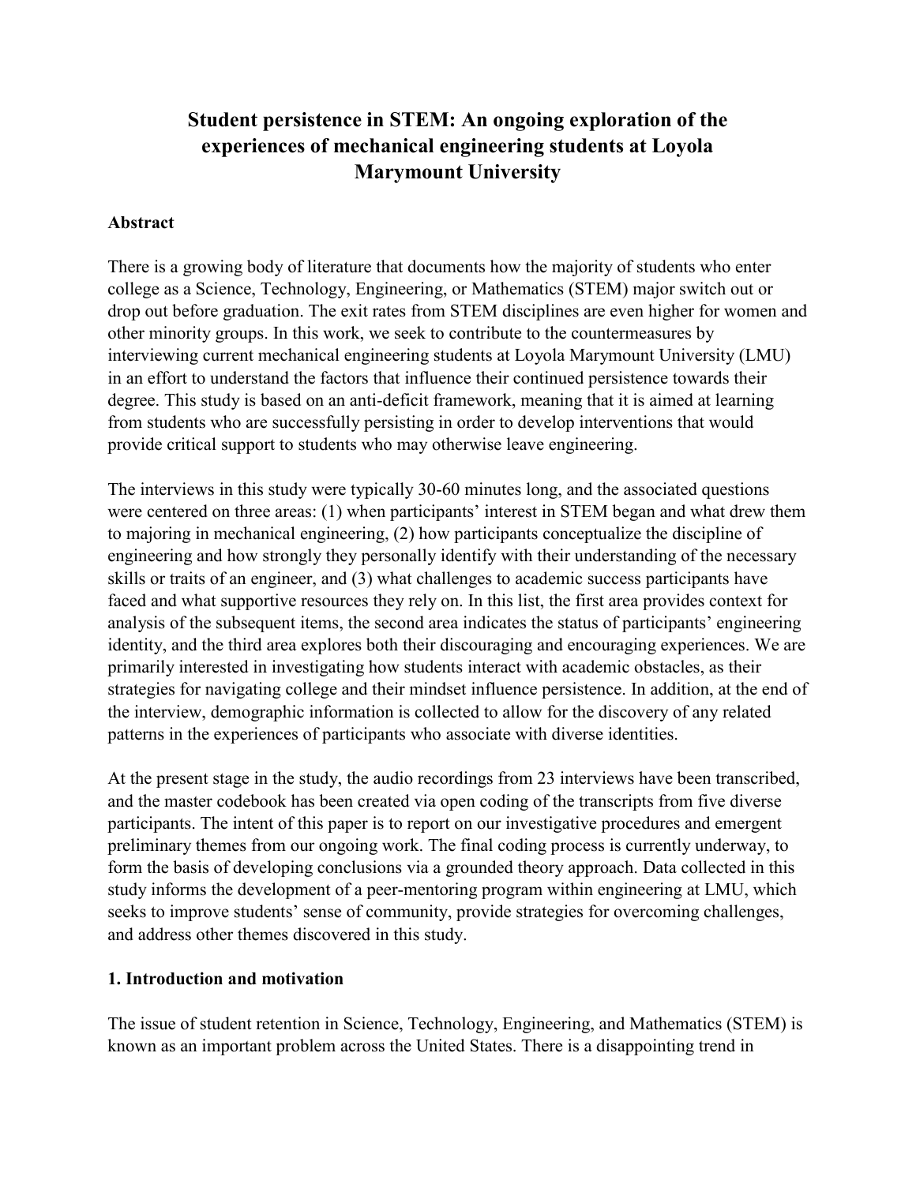# Student persistence in STEM: An ongoing exploration of the experiences of mechanical engineering students at Loyola Marymount University

## Abstract

There is a growing body of literature that documents how the majority of students who enter college as a Science, Technology, Engineering, or Mathematics (STEM) major switch out or drop out before graduation. The exit rates from STEM disciplines are even higher for women and other minority groups. In this work, we seek to contribute to the countermeasures by interviewing current mechanical engineering students at Loyola Marymount University (LMU) in an effort to understand the factors that influence their continued persistence towards their degree. This study is based on an anti-deficit framework, meaning that it is aimed at learning from students who are successfully persisting in order to develop interventions that would provide critical support to students who may otherwise leave engineering.

The interviews in this study were typically 30-60 minutes long, and the associated questions were centered on three areas: (1) when participants' interest in STEM began and what drew them to majoring in mechanical engineering, (2) how participants conceptualize the discipline of engineering and how strongly they personally identify with their understanding of the necessary skills or traits of an engineer, and (3) what challenges to academic success participants have faced and what supportive resources they rely on. In this list, the first area provides context for analysis of the subsequent items, the second area indicates the status of participants' engineering identity, and the third area explores both their discouraging and encouraging experiences. We are primarily interested in investigating how students interact with academic obstacles, as their strategies for navigating college and their mindset influence persistence. In addition, at the end of the interview, demographic information is collected to allow for the discovery of any related patterns in the experiences of participants who associate with diverse identities.

At the present stage in the study, the audio recordings from 23 interviews have been transcribed, and the master codebook has been created via open coding of the transcripts from five diverse participants. The intent of this paper is to report on our investigative procedures and emergent preliminary themes from our ongoing work. The final coding process is currently underway, to form the basis of developing conclusions via a grounded theory approach. Data collected in this study informs the development of a peer-mentoring program within engineering at LMU, which seeks to improve students' sense of community, provide strategies for overcoming challenges, and address other themes discovered in this study.

## 1. Introduction and motivation

The issue of student retention in Science, Technology, Engineering, and Mathematics (STEM) is known as an important problem across the United States. There is a disappointing trend in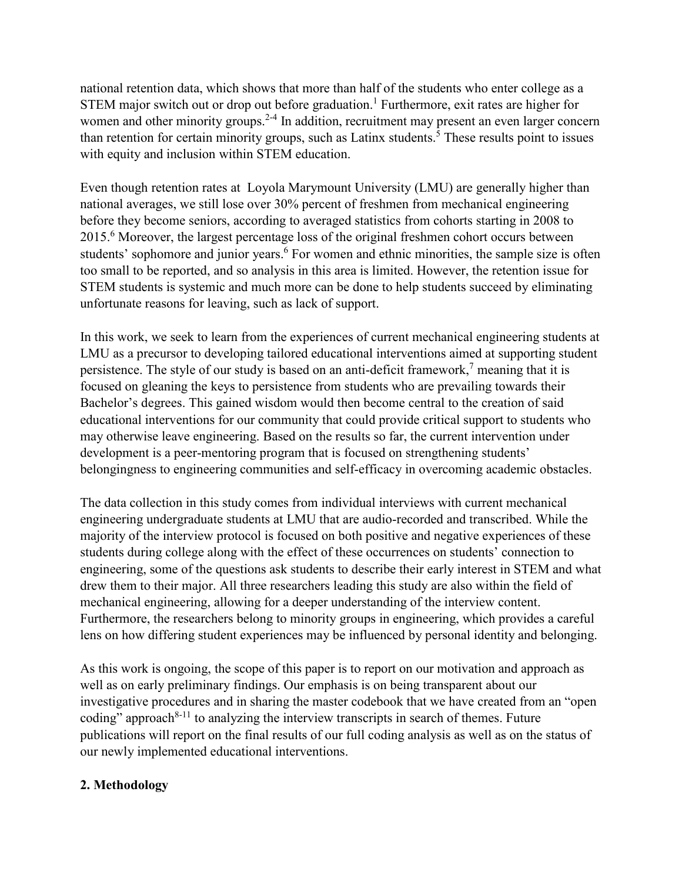national retention data, which shows that more than half of the students who enter college as a STEM major switch out or drop out before graduation.[1] Furthermore, exit rates are higher for women and other minority groups.[2-4] In addition, recruitment may present an even larger concern than retention for certain minority groups, such as Latinx students.[5] These results point to issues with equity and inclusion within STEM education.

Even though retention rates at Loyola Marymount University (LMU) are generally higher than national averages, we still lose over 30% percent of freshmen from mechanical engineering before they become seniors, according to averaged statistics from cohorts starting in 2008 to 2015.[6] Moreover, the largest percentage loss of the original freshmen cohort occurs between students' sophomore and junior years.[6] For women and ethnic minorities, the sample size is often too small to be reported, and so analysis in this area is limited. However, the retention issue for STEM students is systemic and much more can be done to help students succeed by eliminating unfortunate reasons for leaving, such as lack of support.

In this work, we seek to learn from the experiences of current mechanical engineering students at LMU as a precursor to developing tailored educational interventions aimed at supporting student persistence. The style of our study is based on an anti-deficit framework,[7] meaning that it is focused on gleaning the keys to persistence from students who are prevailing towards their Bachelor's degrees. This gained wisdom would then become central to the creation of said educational interventions for our community that could provide critical support to students who may otherwise leave engineering. Based on the results so far, the current intervention under development is a peer-mentoring program that is focused on strengthening students' belongingness to engineering communities and self-efficacy in overcoming academic obstacles.

The data collection in this study comes from individual interviews with current mechanical engineering undergraduate students at LMU that are audio-recorded and transcribed. While the majority of the interview protocol is focused on both positive and negative experiences of these students during college along with the effect of these occurrences on students' connection to engineering, some of the questions ask students to describe their early interest in STEM and what drew them to their major. All three researchers leading this study are also within the field of mechanical engineering, allowing for a deeper understanding of the interview content. Furthermore, the researchers belong to minority groups in engineering, which provides a careful lens on how differing student experiences may be influenced by personal identity and belonging.

As this work is ongoing, the scope of this paper is to report on our motivation and approach as well as on early preliminary findings. Our emphasis is on being transparent about our investigative procedures and in sharing the master codebook that we have created from an "open coding" approach[8-11] to analyzing the interview transcripts in search of themes. Future publications will report on the final results of our full coding analysis as well as on the status of our newly implemented educational interventions.

## 2. Methodology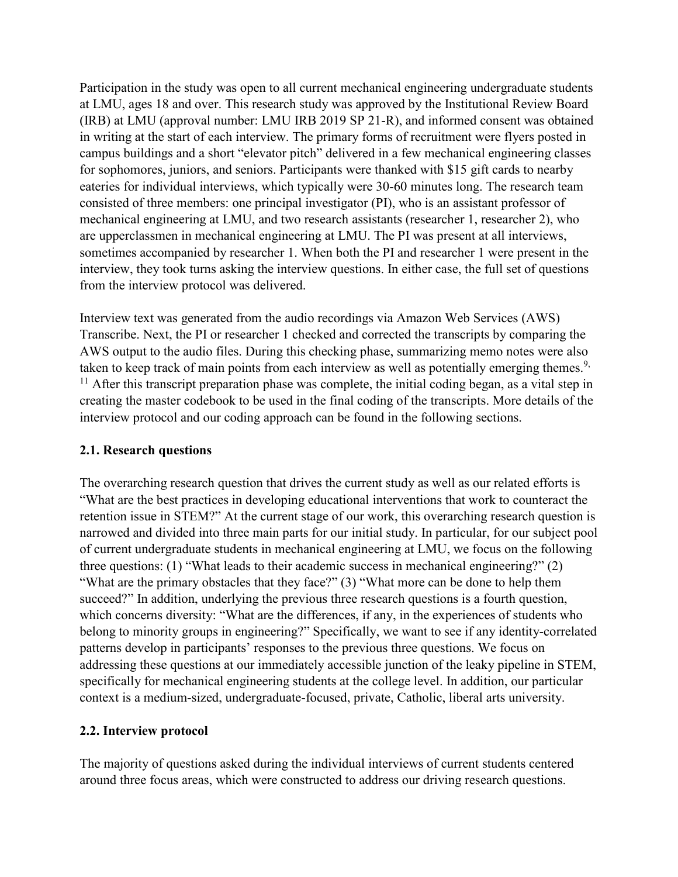Participation in the study was open to all current mechanical engineering undergraduate students at LMU, ages 18 and over. This research study was approved by the Institutional Review Board (IRB) at LMU (approval number: LMU IRB 2019 SP 21-R), and informed consent was obtained in writing at the start of each interview. The primary forms of recruitment were flyers posted in campus buildings and a short "elevator pitch" delivered in a few mechanical engineering classes for sophomores, juniors, and seniors. Participants were thanked with $15 gift cards to nearby eateries for individual interviews, which typically were 30-60 minutes long. The research team consisted of three members: one principal investigator (PI), who is an assistant professor of mechanical engineering at LMU, and two research assistants (researcher 1, researcher 2), who are upperclassmen in mechanical engineering at LMU. The PI was present at all interviews, sometimes accompanied by researcher 1. When both the PI and researcher 1 were present in the interview, they took turns asking the interview questions. In either case, the full set of questions from the interview protocol was delivered.

Interview text was generated from the audio recordings via Amazon Web Services (AWS) Transcribe. Next, the PI or researcher 1 checked and corrected the transcripts by comparing the AWS output to the audio files. During this checking phase, summarizing memo notes were also taken to keep track of main points from each interview as well as potentially emerging themes.[9, 11] After this transcript preparation phase was complete, the initial coding began, as a vital step in creating the master codebook to be used in the final coding of the transcripts. More details of the interview protocol and our coding approach can be found in the following sections.

## 2.1. Research questions

The overarching research question that drives the current study as well as our related efforts is "What are the best practices in developing educational interventions that work to counteract the retention issue in STEM?" At the current stage of our work, this overarching research question is narrowed and divided into three main parts for our initial study. In particular, for our subject pool of current undergraduate students in mechanical engineering at LMU, we focus on the following three questions: (1) "What leads to their academic success in mechanical engineering?" (2) "What are the primary obstacles that they face?" (3) "What more can be done to help them succeed?" In addition, underlying the previous three research questions is a fourth question, which concerns diversity: "What are the differences, if any, in the experiences of students who belong to minority groups in engineering?" Specifically, we want to see if any identity-correlated patterns develop in participants' responses to the previous three questions. We focus on addressing these questions at our immediately accessible junction of the leaky pipeline in STEM, specifically for mechanical engineering students at the college level. In addition, our particular context is a medium-sized, undergraduate-focused, private, Catholic, liberal arts university.

## 2.2. Interview protocol

The majority of questions asked during the individual interviews of current students centered around three focus areas, which were constructed to address our driving research questions.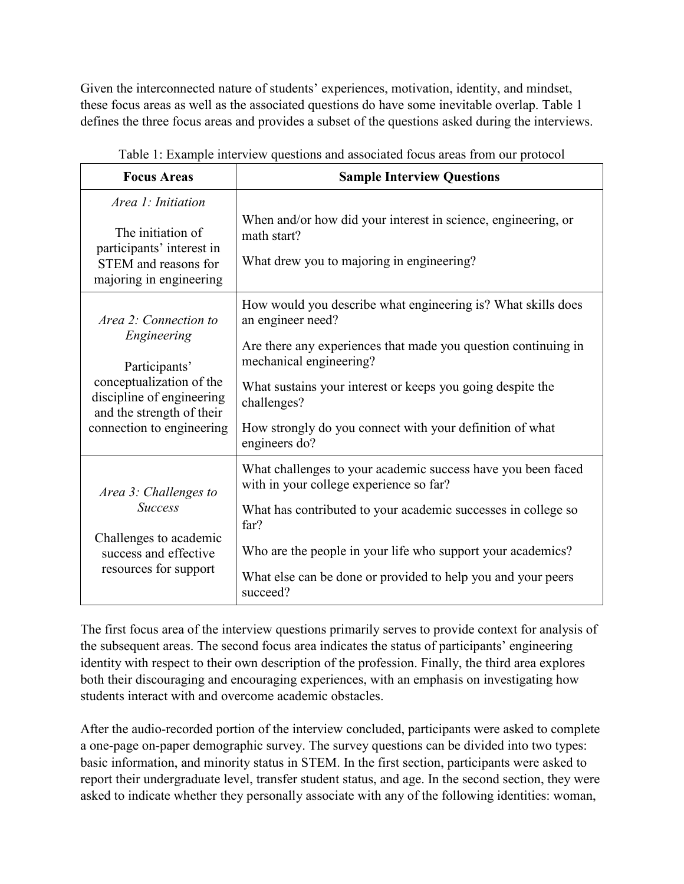Given the interconnected nature of students' experiences, motivation, identity, and mindset, these focus areas as well as the associated questions do have some inevitable overlap. Table 1 defines the three focus areas and provides a subset of the questions asked during the interviews.

Table 1: Example interview questions and associated focus areas from our protocol

| Focus Areas | Sample Interview Questions |
|---|---|
| *Area 1: Initiation*<br><br>The initiation of participants' interest in STEM and reasons for majoring in engineering | When and/or how did your interest in science, engineering, or math start?<br><br>What drew you to majoring in engineering? |
| *Area 2: Connection to Engineering*<br><br>Participants' conceptualization of the discipline of engineering and the strength of their connection to engineering | How would you describe what engineering is? What skills does an engineer need?<br><br>Are there any experiences that made you question continuing in mechanical engineering?<br><br>What sustains your interest or keeps you going despite the challenges?<br><br>How strongly do you connect with your definition of what engineers do? |
| *Area 3: Challenges to Success*<br><br>Challenges to academic success and effective resources for support | What challenges to your academic success have you been faced with in your college experience so far?<br><br>What has contributed to your academic successes in college so far?<br><br>Who are the people in your life who support your academics?<br><br>What else can be done or provided to help you and your peers succeed? |

The first focus area of the interview questions primarily serves to provide context for analysis of the subsequent areas. The second focus area indicates the status of participants' engineering identity with respect to their own description of the profession. Finally, the third area explores both their discouraging and encouraging experiences, with an emphasis on investigating how students interact with and overcome academic obstacles.

After the audio-recorded portion of the interview concluded, participants were asked to complete a one-page on-paper demographic survey. The survey questions can be divided into two types: basic information, and minority status in STEM. In the first section, participants were asked to report their undergraduate level, transfer student status, and age. In the second section, they were asked to indicate whether they personally associate with any of the following identities: woman,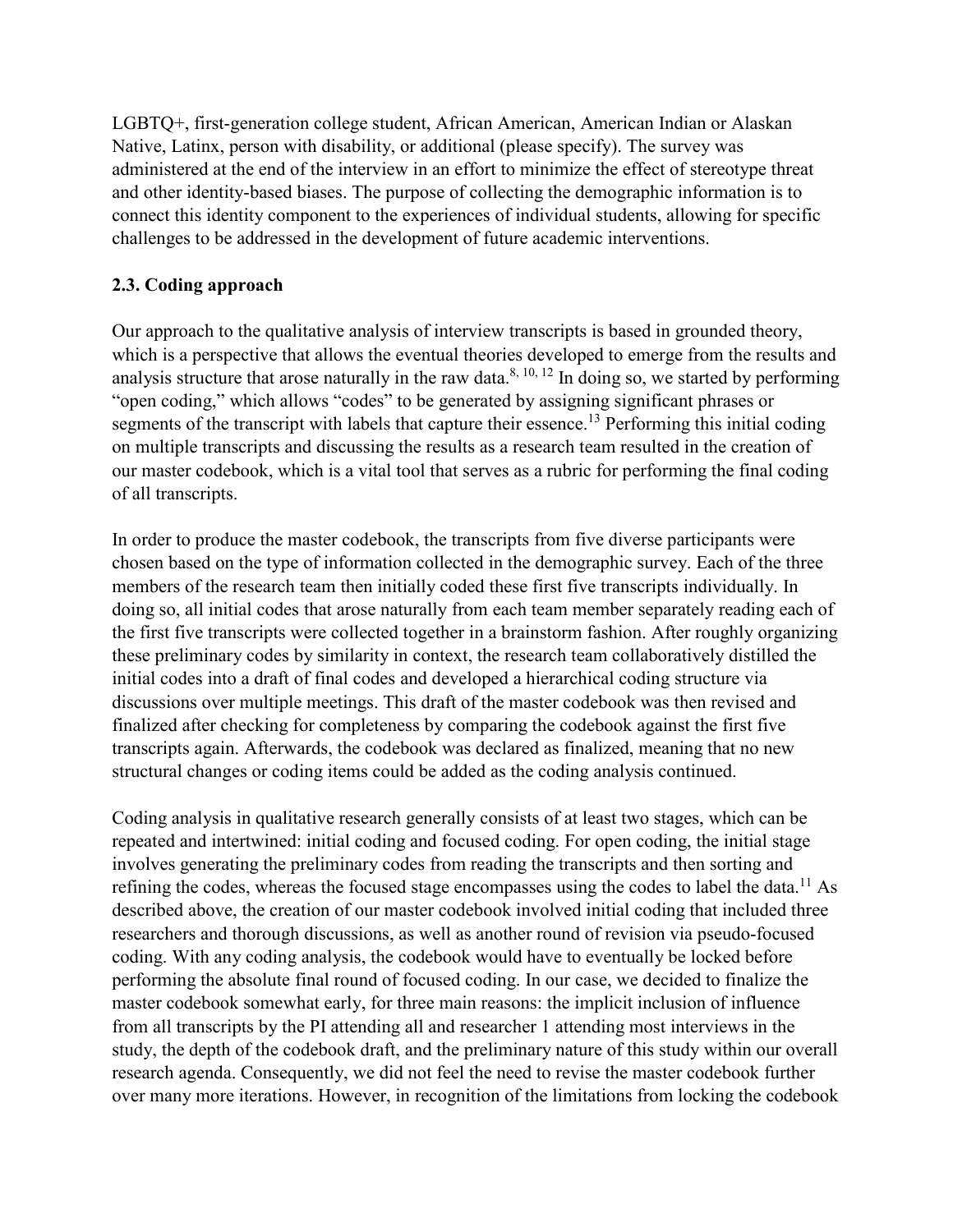LGBTQ+, first-generation college student, African American, American Indian or Alaskan Native, Latinx, person with disability, or additional (please specify). The survey was administered at the end of the interview in an effort to minimize the effect of stereotype threat and other identity-based biases. The purpose of collecting the demographic information is to connect this identity component to the experiences of individual students, allowing for specific challenges to be addressed in the development of future academic interventions.

### 2.3. Coding approach

Our approach to the qualitative analysis of interview transcripts is based in grounded theory, which is a perspective that allows the eventual theories developed to emerge from the results and analysis structure that arose naturally in the raw data.[8, 10, 12] In doing so, we started by performing "open coding," which allows "codes" to be generated by assigning significant phrases or segments of the transcript with labels that capture their essence.[13] Performing this initial coding on multiple transcripts and discussing the results as a research team resulted in the creation of our master codebook, which is a vital tool that serves as a rubric for performing the final coding of all transcripts.

In order to produce the master codebook, the transcripts from five diverse participants were chosen based on the type of information collected in the demographic survey. Each of the three members of the research team then initially coded these first five transcripts individually. In doing so, all initial codes that arose naturally from each team member separately reading each of the first five transcripts were collected together in a brainstorm fashion. After roughly organizing these preliminary codes by similarity in context, the research team collaboratively distilled the initial codes into a draft of final codes and developed a hierarchical coding structure via discussions over multiple meetings. This draft of the master codebook was then revised and finalized after checking for completeness by comparing the codebook against the first five transcripts again. Afterwards, the codebook was declared as finalized, meaning that no new structural changes or coding items could be added as the coding analysis continued.

Coding analysis in qualitative research generally consists of at least two stages, which can be repeated and intertwined: initial coding and focused coding. For open coding, the initial stage involves generating the preliminary codes from reading the transcripts and then sorting and refining the codes, whereas the focused stage encompasses using the codes to label the data.[11] As described above, the creation of our master codebook involved initial coding that included three researchers and thorough discussions, as well as another round of revision via pseudo-focused coding. With any coding analysis, the codebook would have to eventually be locked before performing the absolute final round of focused coding. In our case, we decided to finalize the master codebook somewhat early, for three main reasons: the implicit inclusion of influence from all transcripts by the PI attending all and researcher 1 attending most interviews in the study, the depth of the codebook draft, and the preliminary nature of this study within our overall research agenda. Consequently, we did not feel the need to revise the master codebook further over many more iterations. However, in recognition of the limitations from locking the codebook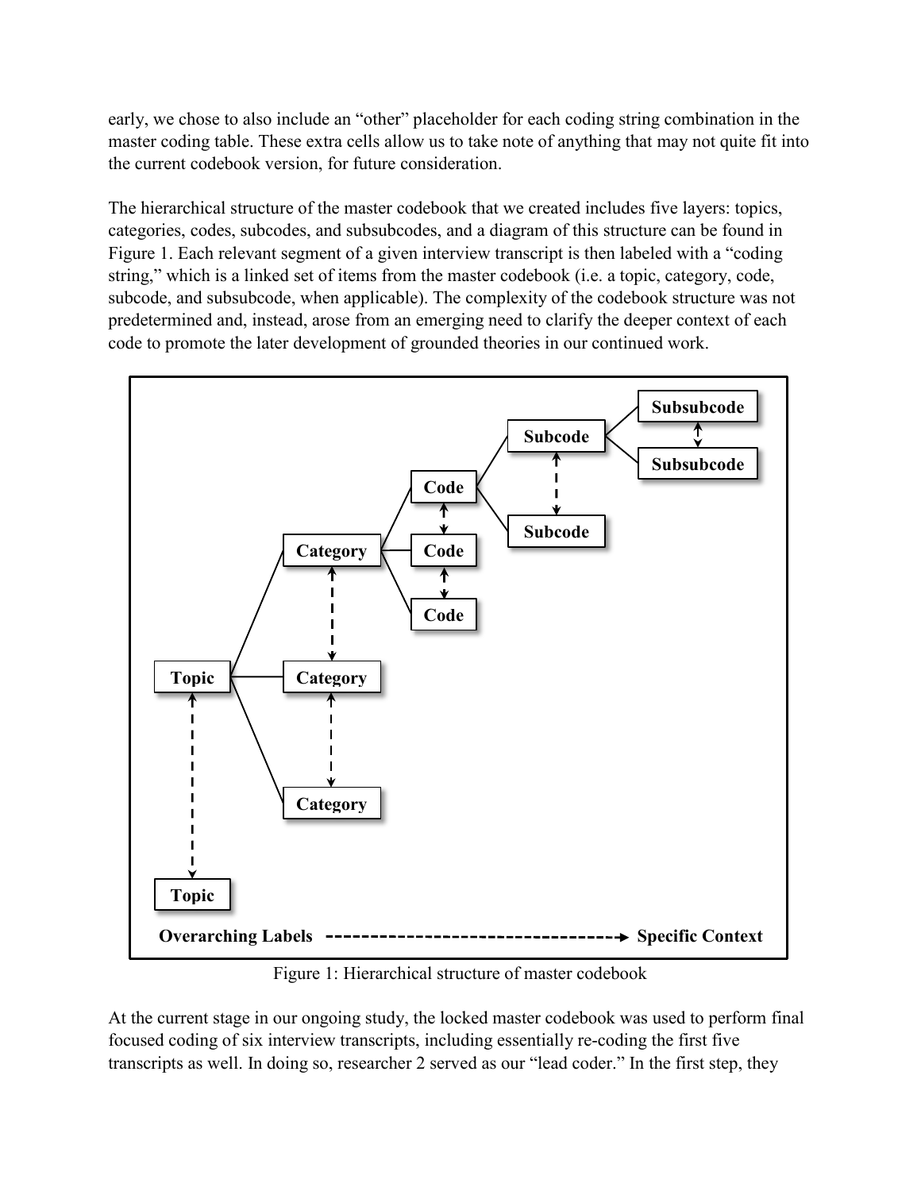early, we chose to also include an "other" placeholder for each coding string combination in the master coding table. These extra cells allow us to take note of anything that may not quite fit into the current codebook version, for future consideration.

The hierarchical structure of the master codebook that we created includes five layers: topics, categories, codes, subcodes, and subsubcodes, and a diagram of this structure can be found in Figure 1. Each relevant segment of a given interview transcript is then labeled with a "coding string," which is a linked set of items from the master codebook (i.e. a topic, category, code, subcode, and subsubcode, when applicable). The complexity of the codebook structure was not predetermined and, instead, arose from an emerging need to clarify the deeper context of each code to promote the later development of grounded theories in our continued work.

Figure 1: Hierarchical structure of master codebook

At the current stage in our ongoing study, the locked master codebook was used to perform final focused coding of six interview transcripts, including essentially re-coding the first five transcripts as well. In doing so, researcher 2 served as our "lead coder." In the first step, they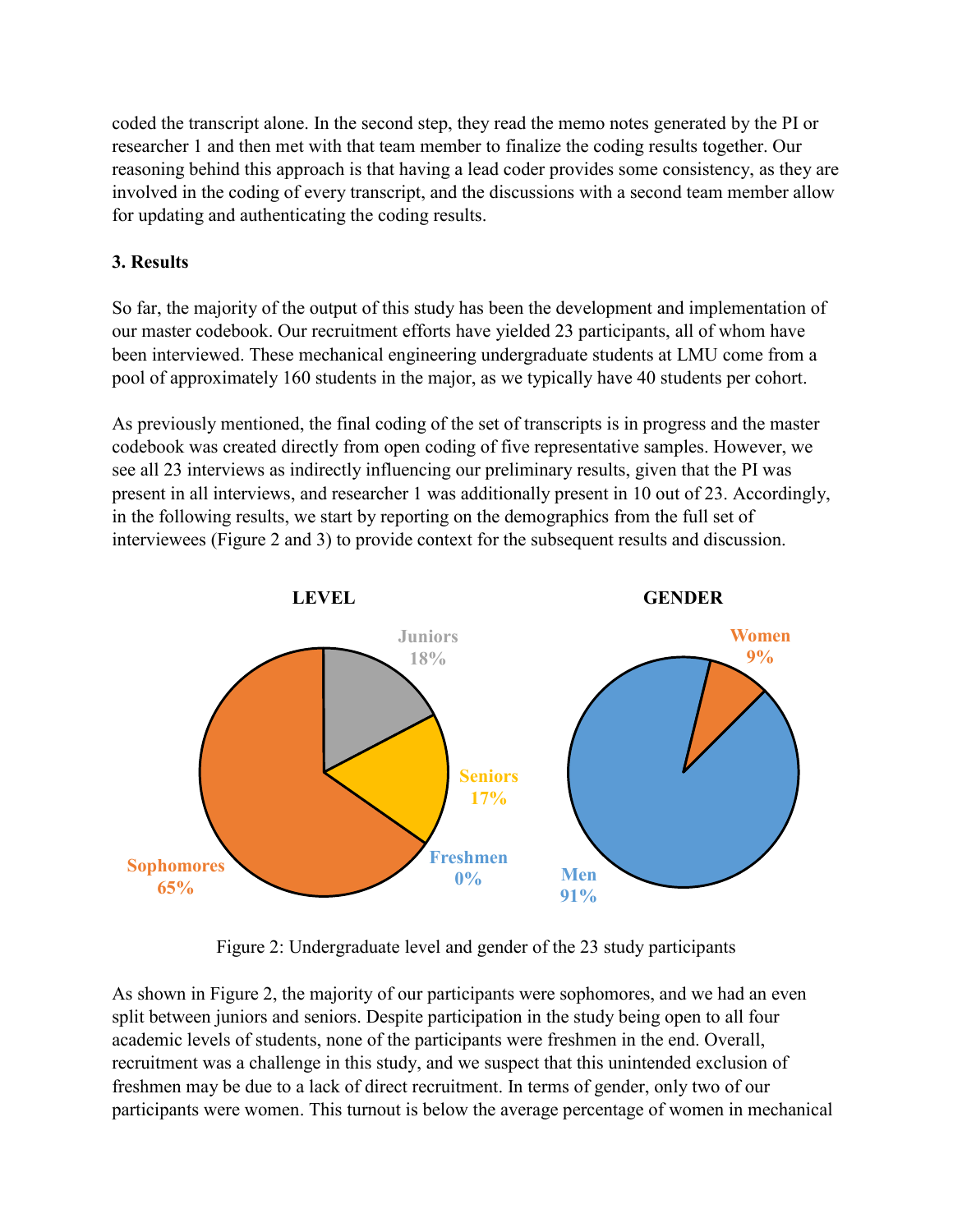coded the transcript alone. In the second step, they read the memo notes generated by the PI or researcher 1 and then met with that team member to finalize the coding results together. Our reasoning behind this approach is that having a lead coder provides some consistency, as they are involved in the coding of every transcript, and the discussions with a second team member allow for updating and authenticating the coding results.

**3. Results**

So far, the majority of the output of this study has been the development and implementation of our master codebook. Our recruitment efforts have yielded 23 participants, all of whom have been interviewed. These mechanical engineering undergraduate students at LMU come from a pool of approximately 160 students in the major, as we typically have 40 students per cohort.

As previously mentioned, the final coding of the set of transcripts is in progress and the master codebook was created directly from open coding of five representative samples. However, we see all 23 interviews as indirectly influencing our preliminary results, given that the PI was present in all interviews, and researcher 1 was additionally present in 10 out of 23. Accordingly, in the following results, we start by reporting on the demographics from the full set of interviewees (Figure 2 and 3) to provide context for the subsequent results and discussion.

**LEVEL**: Juniors 18%, Seniors 17%, Freshmen 0%, Sophomores 65%

**GENDER**: Women 9%, Men 91%

Figure 2: Undergraduate level and gender of the 23 study participants

As shown in Figure 2, the majority of our participants were sophomores, and we had an even split between juniors and seniors. Despite participation in the study being open to all four academic levels of students, none of the participants were freshmen in the end. Overall, recruitment was a challenge in this study, and we suspect that this unintended exclusion of freshmen may be due to a lack of direct recruitment. In terms of gender, only two of our participants were women. This turnout is below the average percentage of women in mechanical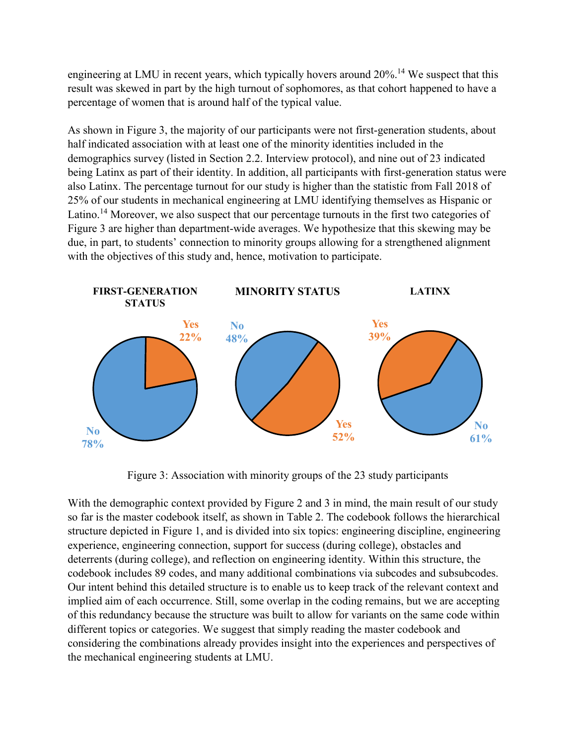engineering at LMU in recent years, which typically hovers around 20%.[14] We suspect that this result was skewed in part by the high turnout of sophomores, as that cohort happened to have a percentage of women that is around half of the typical value.

As shown in Figure 3, the majority of our participants were not first-generation students, about half indicated association with at least one of the minority identities included in the demographics survey (listed in Section 2.2. Interview protocol), and nine out of 23 indicated being Latinx as part of their identity. In addition, all participants with first-generation status were also Latinx. The percentage turnout for our study is higher than the statistic from Fall 2018 of 25% of our students in mechanical engineering at LMU identifying themselves as Hispanic or Latino.[14] Moreover, we also suspect that our percentage turnouts in the first two categories of Figure 3 are higher than department-wide averages. We hypothesize that this skewing may be due, in part, to students' connection to minority groups allowing for a strengthened alignment with the objectives of this study and, hence, motivation to participate.

**FIRST-GENERATION STATUS** — Yes 22%, No 78%

**MINORITY STATUS** — No 48%, Yes 52%

**LATINX** — Yes 39%, No 61%

Figure 3: Association with minority groups of the 23 study participants

With the demographic context provided by Figure 2 and 3 in mind, the main result of our study so far is the master codebook itself, as shown in Table 2. The codebook follows the hierarchical structure depicted in Figure 1, and is divided into six topics: engineering discipline, engineering experience, engineering connection, support for success (during college), obstacles and deterrents (during college), and reflection on engineering identity. Within this structure, the codebook includes 89 codes, and many additional combinations via subcodes and subsubcodes. Our intent behind this detailed structure is to enable us to keep track of the relevant context and implied aim of each occurrence. Still, some overlap in the coding remains, but we are accepting of this redundancy because the structure was built to allow for variants on the same code within different topics or categories. We suggest that simply reading the master codebook and considering the combinations already provides insight into the experiences and perspectives of the mechanical engineering students at LMU.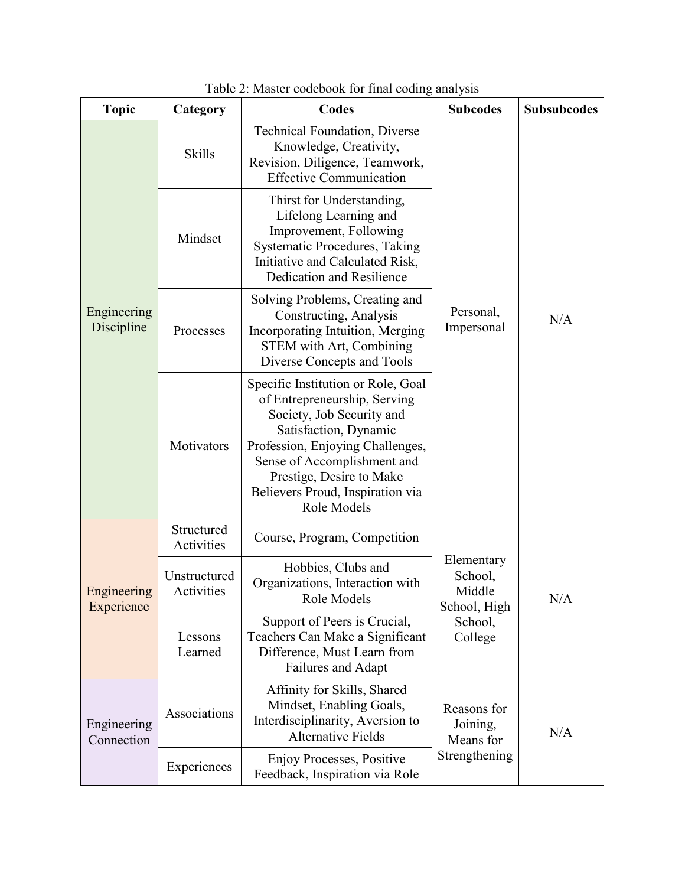Table 2: Master codebook for final coding analysis

| Topic | Category | Codes | Subcodes | Subsubcodes |
|---|---|---|---|---|
| Engineering Discipline | Skills | Technical Foundation, Diverse Knowledge, Creativity, Revision, Diligence, Teamwork, Effective Communication | Personal, Impersonal | N/A |
| | Mindset | Thirst for Understanding, Lifelong Learning and Improvement, Following Systematic Procedures, Taking Initiative and Calculated Risk, Dedication and Resilience | | |
| | Processes | Solving Problems, Creating and Constructing, Analysis Incorporating Intuition, Merging STEM with Art, Combining Diverse Concepts and Tools | | |
| | Motivators | Specific Institution or Role, Goal of Entrepreneurship, Serving Society, Job Security and Satisfaction, Dynamic Profession, Enjoying Challenges, Sense of Accomplishment and Prestige, Desire to Make Believers Proud, Inspiration via Role Models | | |
| Engineering Experience | Structured Activities | Course, Program, Competition | Elementary School, Middle School, High School, College | N/A |
| | Unstructured Activities | Hobbies, Clubs and Organizations, Interaction with Role Models | | |
| | Lessons Learned | Support of Peers is Crucial, Teachers Can Make a Significant Difference, Must Learn from Failures and Adapt | | |
| Engineering Connection | Associations | Affinity for Skills, Shared Mindset, Enabling Goals, Interdisciplinarity, Aversion to Alternative Fields | Reasons for Joining, Means for Strengthening | N/A |
| | Experiences | Enjoy Processes, Positive Feedback, Inspiration via Role | | |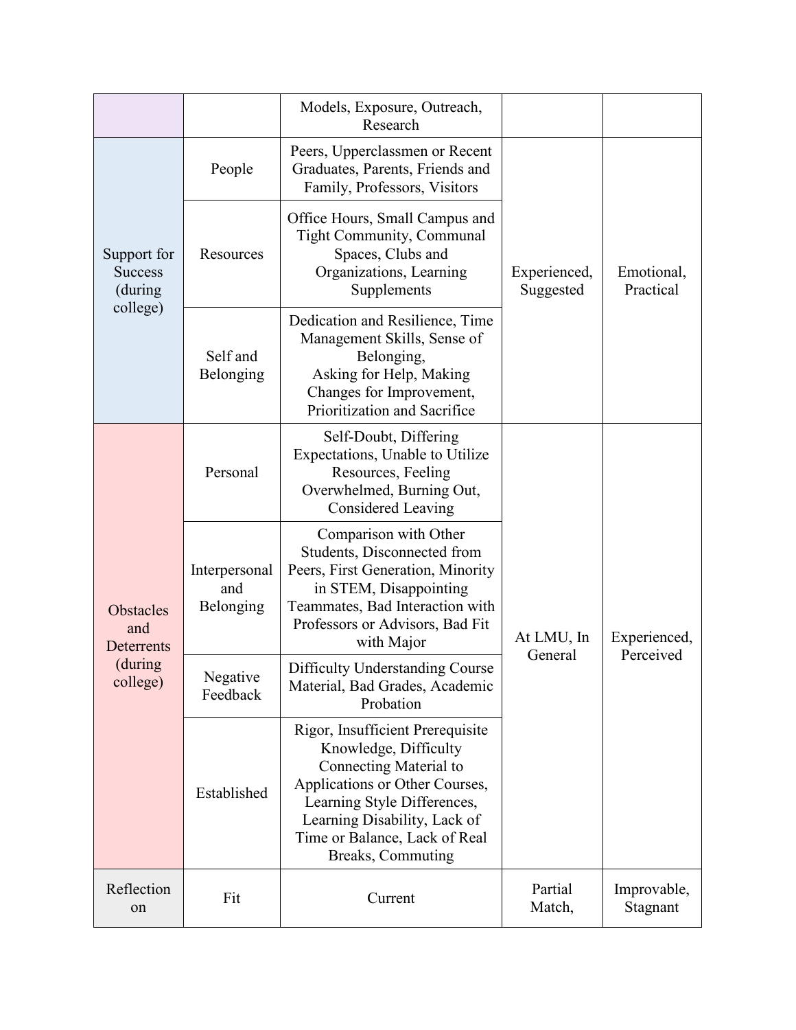| | | | | |
|---|---|---|---|---|
| | | Models, Exposure, Outreach, Research | | |
| Support for Success (during college) | People | Peers, Upperclassmen or Recent Graduates, Parents, Friends and Family, Professors, Visitors | Experienced, Suggested | Emotional, Practical |
| | Resources | Office Hours, Small Campus and Tight Community, Communal Spaces, Clubs and Organizations, Learning Supplements | | |
| | Self and Belonging | Dedication and Resilience, Time Management Skills, Sense of Belonging, Asking for Help, Making Changes for Improvement, Prioritization and Sacrifice | | |
| Obstacles and Deterrents (during college) | Personal | Self-Doubt, Differing Expectations, Unable to Utilize Resources, Feeling Overwhelmed, Burning Out, Considered Leaving | At LMU, In General | Experienced, Perceived |
| | Interpersonal and Belonging | Comparison with Other Students, Disconnected from Peers, First Generation, Minority in STEM, Disappointing Teammates, Bad Interaction with Professors or Advisors, Bad Fit with Major | | |
| | Negative Feedback | Difficulty Understanding Course Material, Bad Grades, Academic Probation | | |
| | Established | Rigor, Insufficient Prerequisite Knowledge, Difficulty Connecting Material to Applications or Other Courses, Learning Style Differences, Learning Disability, Lack of Time or Balance, Lack of Real Breaks, Commuting | | |
| Reflection on | Fit | Current | Partial Match, | Improvable, Stagnant |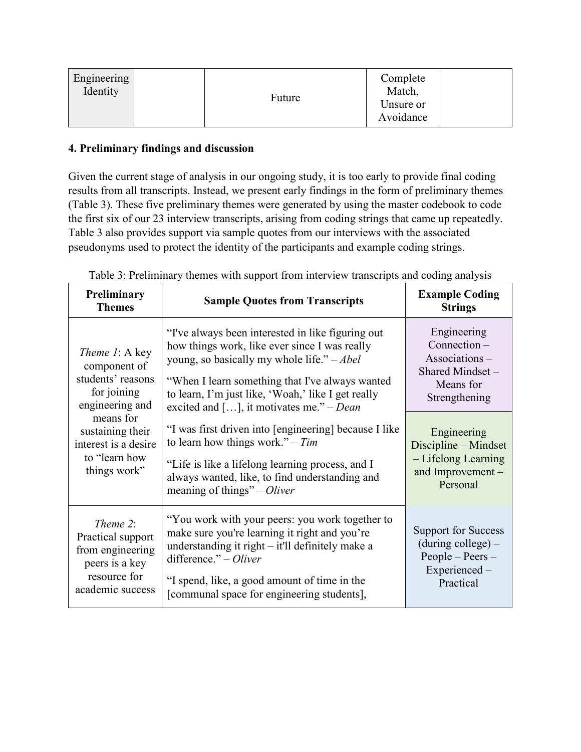| Engineering Identity | | Future | Complete Match, Unsure or Avoidance | |
|---|---|---|---|---|

**4. Preliminary findings and discussion**

Given the current stage of analysis in our ongoing study, it is too early to provide final coding results from all transcripts. Instead, we present early findings in the form of preliminary themes (Table 3). These five preliminary themes were generated by using the master codebook to code the first six of our 23 interview transcripts, arising from coding strings that came up repeatedly. Table 3 also provides support via sample quotes from our interviews with the associated pseudonyms used to protect the identity of the participants and example coding strings.

Table 3: Preliminary themes with support from interview transcripts and coding analysis

| Preliminary Themes | Sample Quotes from Transcripts | Example Coding Strings |
|---|---|---|
| *Theme 1*: A key component of students' reasons for joining engineering and means for sustaining their interest is a desire to "learn how things work" | "I've always been interested in like figuring out how things work, like ever since I was really young, so basically my whole life." – *Abel*<br><br>"When I learn something that I've always wanted to learn, I'm just like, 'Woah,' like I get really excited and […], it motivates me." – *Dean* | Engineering Connection – Associations – Shared Mindset – Means for Strengthening |
| | "I was first driven into [engineering] because I like to learn how things work." – *Tim*<br><br>"Life is like a lifelong learning process, and I always wanted, like, to find understanding and meaning of things" – *Oliver* | Engineering Discipline – Mindset – Lifelong Learning and Improvement – Personal |
| *Theme 2*: Practical support from engineering peers is a key resource for academic success | "You work with your peers: you work together to make sure you're learning it right and you're understanding it right – it'll definitely make a difference." – *Oliver*<br><br>"I spend, like, a good amount of time in the [communal space for engineering students], | Support for Success (during college) – People – Peers – Experienced – Practical |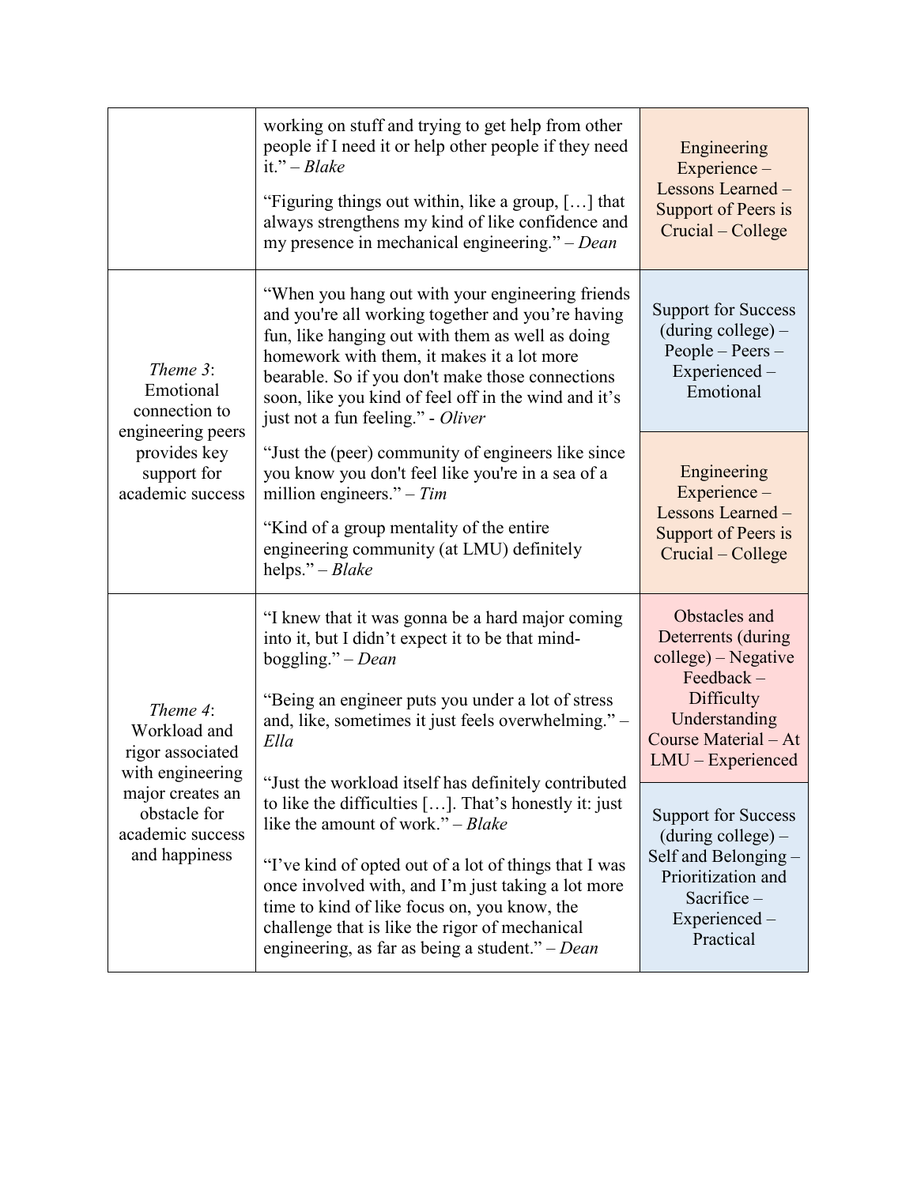| | | |
|---|---|---|
| | working on stuff and trying to get help from other people if I need it or help other people if they need it." – *Blake*<br><br>"Figuring things out within, like a group, […] that always strengthens my kind of like confidence and my presence in mechanical engineering." – *Dean* | Engineering Experience – Lessons Learned – Support of Peers is Crucial – College |
| *Theme 3*: Emotional connection to engineering peers provides key support for academic success | "When you hang out with your engineering friends and you're all working together and you're having fun, like hanging out with them as well as doing homework with them, it makes it a lot more bearable. So if you don't make those connections soon, like you kind of feel off in the wind and it's just not a fun feeling." - *Oliver* | Support for Success (during college) – People – Peers – Experienced – Emotional |
| | "Just the (peer) community of engineers like since you know you don't feel like you're in a sea of a million engineers." – *Tim*<br><br>"Kind of a group mentality of the entire engineering community (at LMU) definitely helps." – *Blake* | Engineering Experience – Lessons Learned – Support of Peers is Crucial – College |
| *Theme 4*: Workload and rigor associated with engineering major creates an obstacle for academic success and happiness | "I knew that it was gonna be a hard major coming into it, but I didn't expect it to be that mind-boggling." – *Dean*<br><br>"Being an engineer puts you under a lot of stress and, like, sometimes it just feels overwhelming." – *Ella* | Obstacles and Deterrents (during college) – Negative Feedback – Difficulty Understanding Course Material – At LMU – Experienced |
| | "Just the workload itself has definitely contributed to like the difficulties […]. That's honestly it: just like the amount of work." – *Blake*<br><br>"I've kind of opted out of a lot of things that I was once involved with, and I'm just taking a lot more time to kind of like focus on, you know, the challenge that is like the rigor of mechanical engineering, as far as being a student." – *Dean* | Support for Success (during college) – Self and Belonging – Prioritization and Sacrifice – Experienced – Practical |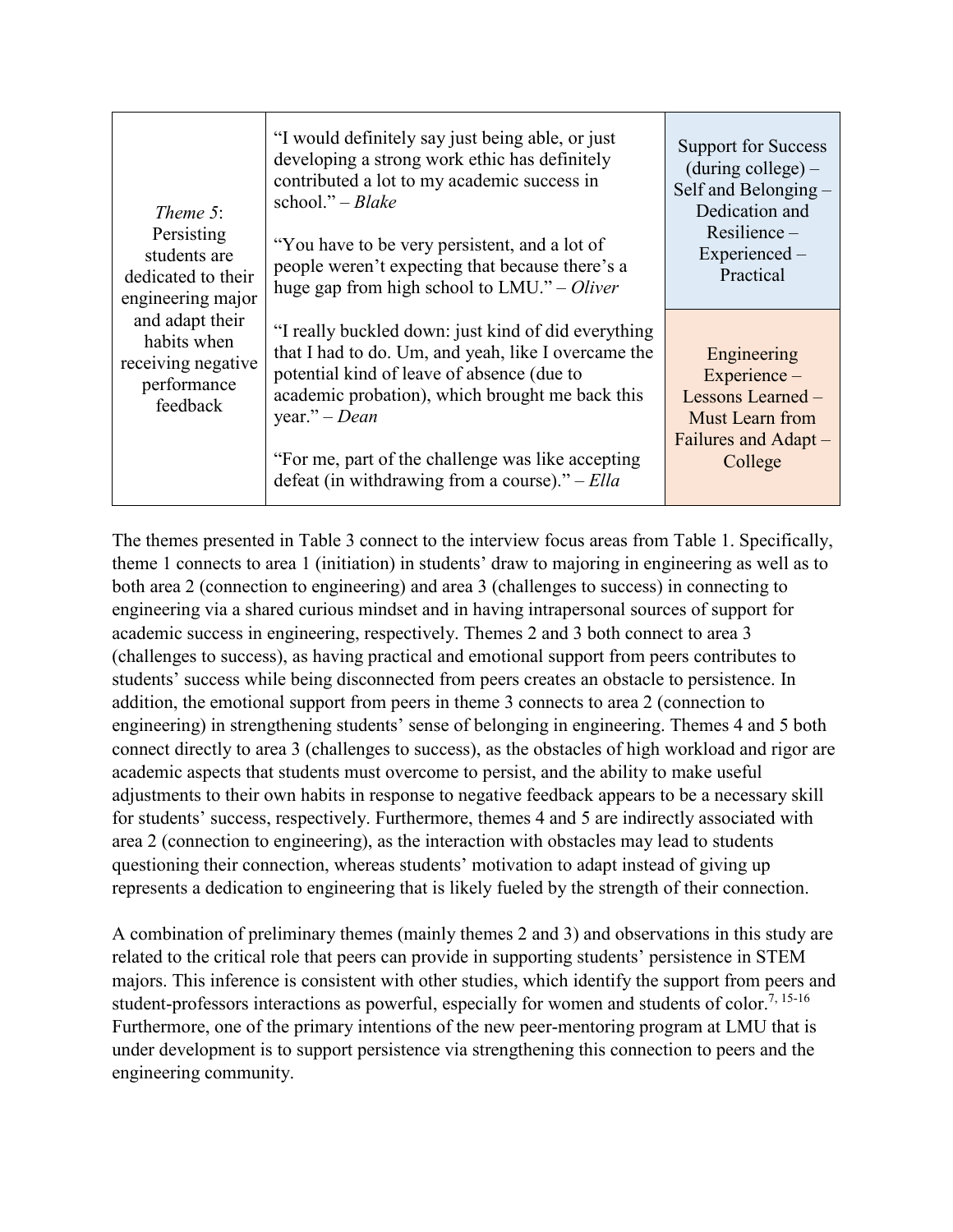| | | |
|---|---|---|
| *Theme 5*: Persisting students are dedicated to their engineering major and adapt their habits when receiving negative performance feedback | "I would definitely say just being able, or just developing a strong work ethic has definitely contributed a lot to my academic success in school." – *Blake*<br><br>"You have to be very persistent, and a lot of people weren't expecting that because there's a huge gap from high school to LMU." – *Oliver* | Support for Success (during college) – Self and Belonging – Dedication and Resilience – Experienced – Practical |
| | "I really buckled down: just kind of did everything that I had to do. Um, and yeah, like I overcame the potential kind of leave of absence (due to academic probation), which brought me back this year." – *Dean*<br><br>"For me, part of the challenge was like accepting defeat (in withdrawing from a course)." – *Ella* | Engineering Experience – Lessons Learned – Must Learn from Failures and Adapt – College |

The themes presented in Table 3 connect to the interview focus areas from Table 1. Specifically, theme 1 connects to area 1 (initiation) in students' draw to majoring in engineering as well as to both area 2 (connection to engineering) and area 3 (challenges to success) in connecting to engineering via a shared curious mindset and in having intrapersonal sources of support for academic success in engineering, respectively. Themes 2 and 3 both connect to area 3 (challenges to success), as having practical and emotional support from peers contributes to students' success while being disconnected from peers creates an obstacle to persistence. In addition, the emotional support from peers in theme 3 connects to area 2 (connection to engineering) in strengthening students' sense of belonging in engineering. Themes 4 and 5 both connect directly to area 3 (challenges to success), as the obstacles of high workload and rigor are academic aspects that students must overcome to persist, and the ability to make useful adjustments to their own habits in response to negative feedback appears to be a necessary skill for students' success, respectively. Furthermore, themes 4 and 5 are indirectly associated with area 2 (connection to engineering), as the interaction with obstacles may lead to students questioning their connection, whereas students' motivation to adapt instead of giving up represents a dedication to engineering that is likely fueled by the strength of their connection.

A combination of preliminary themes (mainly themes 2 and 3) and observations in this study are related to the critical role that peers can provide in supporting students' persistence in STEM majors. This inference is consistent with other studies, which identify the support from peers and student-professors interactions as powerful, especially for women and students of color.[7, 15-16] Furthermore, one of the primary intentions of the new peer-mentoring program at LMU that is under development is to support persistence via strengthening this connection to peers and the engineering community.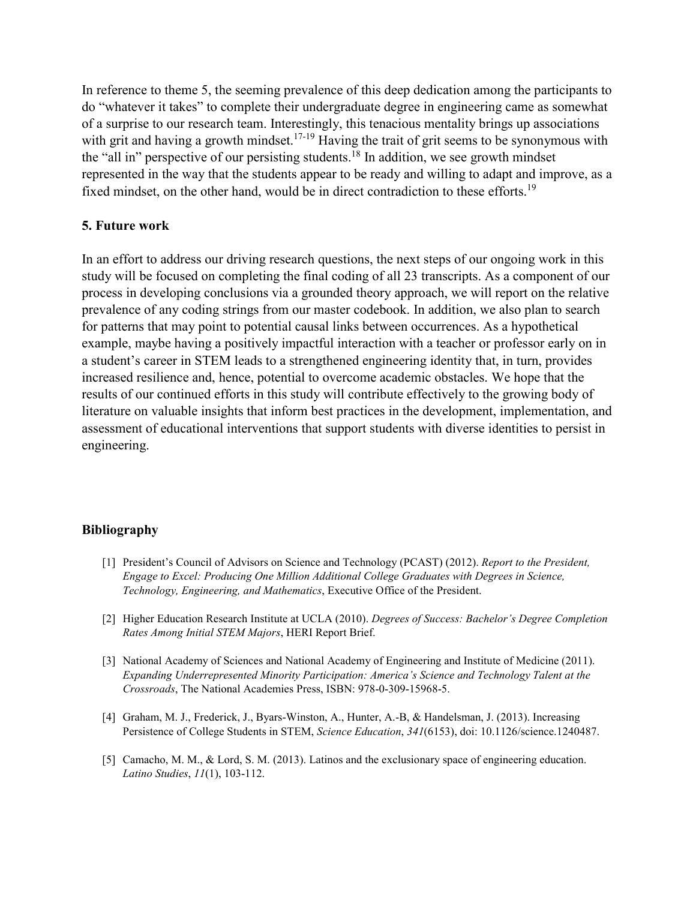In reference to theme 5, the seeming prevalence of this deep dedication among the participants to do "whatever it takes" to complete their undergraduate degree in engineering came as somewhat of a surprise to our research team. Interestingly, this tenacious mentality brings up associations with grit and having a growth mindset.[17-19] Having the trait of grit seems to be synonymous with the "all in" perspective of our persisting students.[18] In addition, we see growth mindset represented in the way that the students appear to be ready and willing to adapt and improve, as a fixed mindset, on the other hand, would be in direct contradiction to these efforts.[19]

## 5. Future work

In an effort to address our driving research questions, the next steps of our ongoing work in this study will be focused on completing the final coding of all 23 transcripts. As a component of our process in developing conclusions via a grounded theory approach, we will report on the relative prevalence of any coding strings from our master codebook. In addition, we also plan to search for patterns that may point to potential causal links between occurrences. As a hypothetical example, maybe having a positively impactful interaction with a teacher or professor early on in a student's career in STEM leads to a strengthened engineering identity that, in turn, provides increased resilience and, hence, potential to overcome academic obstacles. We hope that the results of our continued efforts in this study will contribute effectively to the growing body of literature on valuable insights that inform best practices in the development, implementation, and assessment of educational interventions that support students with diverse identities to persist in engineering.

## Bibliography

[1] President's Council of Advisors on Science and Technology (PCAST) (2012). *Report to the President, Engage to Excel: Producing One Million Additional College Graduates with Degrees in Science, Technology, Engineering, and Mathematics*, Executive Office of the President.

[2] Higher Education Research Institute at UCLA (2010). *Degrees of Success: Bachelor's Degree Completion Rates Among Initial STEM Majors*, HERI Report Brief.

[3] National Academy of Sciences and National Academy of Engineering and Institute of Medicine (2011). *Expanding Underrepresented Minority Participation: America's Science and Technology Talent at the Crossroads*, The National Academies Press, ISBN: 978-0-309-15968-5.

[4] Graham, M. J., Frederick, J., Byars-Winston, A., Hunter, A.-B, & Handelsman, J. (2013). Increasing Persistence of College Students in STEM, *Science Education*, *341*(6153), doi: 10.1126/science.1240487.

[5] Camacho, M. M., & Lord, S. M. (2013). Latinos and the exclusionary space of engineering education. *Latino Studies*, *11*(1), 103-112.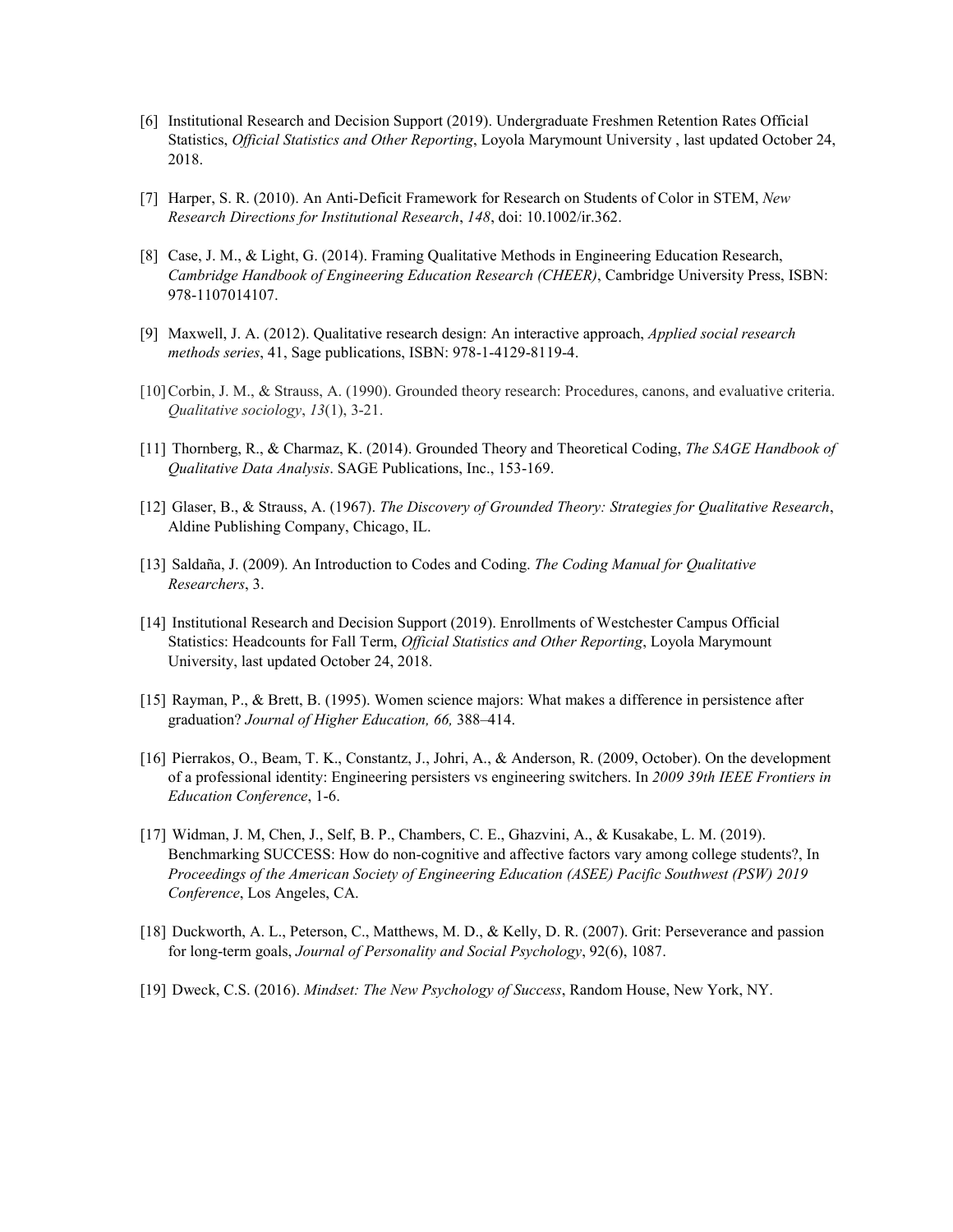[6] Institutional Research and Decision Support (2019). Undergraduate Freshmen Retention Rates Official Statistics, *Official Statistics and Other Reporting*, Loyola Marymount University , last updated October 24, 2018.

[7] Harper, S. R. (2010). An Anti-Deficit Framework for Research on Students of Color in STEM, *New Research Directions for Institutional Research*, *148*, doi: 10.1002/ir.362.

[8] Case, J. M., & Light, G. (2014). Framing Qualitative Methods in Engineering Education Research, *Cambridge Handbook of Engineering Education Research (CHEER)*, Cambridge University Press, ISBN: 978-1107014107.

[9] Maxwell, J. A. (2012). Qualitative research design: An interactive approach, *Applied social research methods series*, 41, Sage publications, ISBN: 978-1-4129-8119-4.

[10] Corbin, J. M., & Strauss, A. (1990). Grounded theory research: Procedures, canons, and evaluative criteria. *Qualitative sociology*, *13*(1), 3-21.

[11] Thornberg, R., & Charmaz, K. (2014). Grounded Theory and Theoretical Coding, *The SAGE Handbook of Qualitative Data Analysis*. SAGE Publications, Inc., 153-169.

[12] Glaser, B., & Strauss, A. (1967). *The Discovery of Grounded Theory: Strategies for Qualitative Research*, Aldine Publishing Company, Chicago, IL.

[13] Saldaña, J. (2009). An Introduction to Codes and Coding. *The Coding Manual for Qualitative Researchers*, 3.

[14] Institutional Research and Decision Support (2019). Enrollments of Westchester Campus Official Statistics: Headcounts for Fall Term, *Official Statistics and Other Reporting*, Loyola Marymount University, last updated October 24, 2018.

[15] Rayman, P., & Brett, B. (1995). Women science majors: What makes a difference in persistence after graduation? *Journal of Higher Education, 66,* 388–414.

[16] Pierrakos, O., Beam, T. K., Constantz, J., Johri, A., & Anderson, R. (2009, October). On the development of a professional identity: Engineering persisters vs engineering switchers. In *2009 39th IEEE Frontiers in Education Conference*, 1-6.

[17] Widman, J. M, Chen, J., Self, B. P., Chambers, C. E., Ghazvini, A., & Kusakabe, L. M. (2019). Benchmarking SUCCESS: How do non-cognitive and affective factors vary among college students?, In *Proceedings of the American Society of Engineering Education (ASEE) Pacific Southwest (PSW) 2019 Conference*, Los Angeles, CA.

[18] Duckworth, A. L., Peterson, C., Matthews, M. D., & Kelly, D. R. (2007). Grit: Perseverance and passion for long-term goals, *Journal of Personality and Social Psychology*, 92(6), 1087.

[19] Dweck, C.S. (2016). *Mindset: The New Psychology of Success*, Random House, New York, NY.